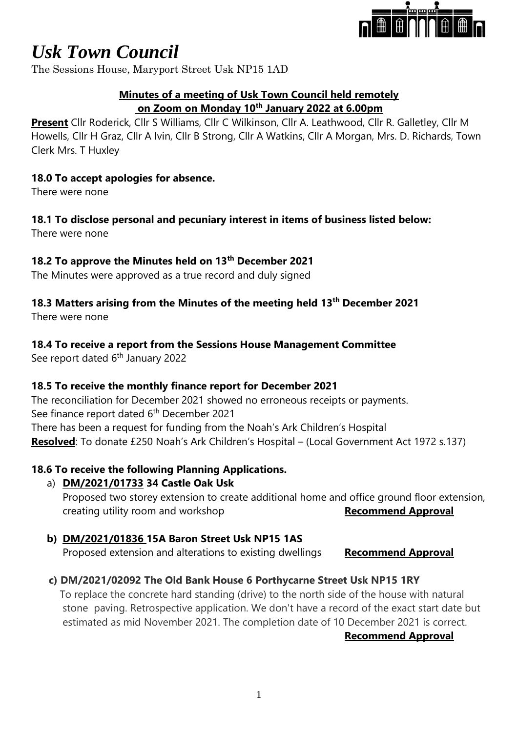# *Usk Town Council*

The Sessions House, Maryport Street Usk NP15 1AD

**Minutes of a meeting of Usk Town Council held remotely on Zoom on Monday 10th January 2022 at 6.00pm**

**Present** Cllr Roderick, Cllr S Williams, Cllr C Wilkinson, Cllr A. Leathwood, Cllr R. Galletley, Cllr M Howells, Cllr H Graz, Cllr A Ivin, Cllr B Strong, Cllr A Watkins, Cllr A Morgan, Mrs. D. Richards, Town Clerk Mrs. T Huxley

**18.0 To accept apologies for absence.**

There were none

**18.1 To disclose personal and pecuniary interest in items of business listed below:**

There were none

**18.2 To approve the Minutes held on 13th December 2021**

The Minutes were approved as a true record and duly signed

**18.3 Matters arising from the Minutes of the meeting held 13th December 2021**

There were none

**18.4 To receive a report from the Sessions House Management Committee**

See report dated 6th January 2022

**18.5 To receive the monthly finance report for December 2021**

The reconciliation for December 2021 showed no erroneous receipts or payments.
See finance report dated 6th December 2021
There has been a request for funding from the Noah's Ark Children's Hospital
**Resolved**: To donate £250 Noah's Ark Children's Hospital – (Local Government Act 1972 s.137)

**18.6 To receive the following Planning Applications.**

a) **DM/2021/01733 34 Castle Oak Usk**
Proposed two storey extension to create additional home and office ground floor extension, creating utility room and workshop **Recommend Approval**

b) **DM/2021/01836 15A Baron Street Usk NP15 1AS**
Proposed extension and alterations to existing dwellings **Recommend Approval**

c) **DM/2021/02092 The Old Bank House 6 Porthycarne Street Usk NP15 1RY**
To replace the concrete hard standing (drive) to the north side of the house with natural stone paving. Retrospective application. We don't have a record of the exact start date but estimated as mid November 2021. The completion date of 10 December 2021 is correct.
**Recommend Approval**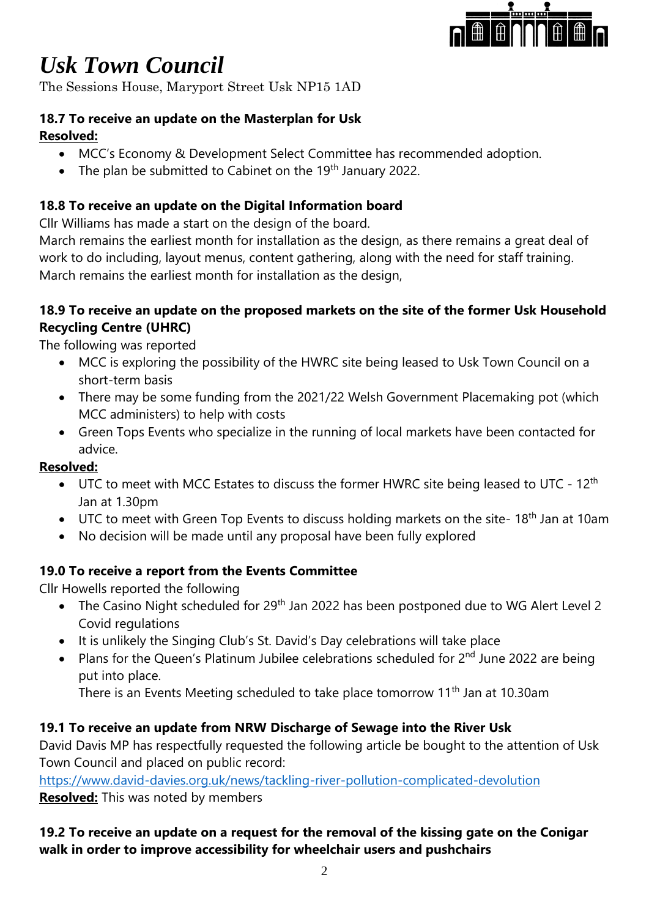# *Usk Town Council*

The Sessions House, Maryport Street Usk NP15 1AD

**18.7 To receive an update on the Masterplan for Usk**

**Resolved:**

- MCC's Economy & Development Select Committee has recommended adoption.
- The plan be submitted to Cabinet on the 19th January 2022.

**18.8 To receive an update on the Digital Information board**

Cllr Williams has made a start on the design of the board.
March remains the earliest month for installation as the design, as there remains a great deal of work to do including, layout menus, content gathering, along with the need for staff training.
March remains the earliest month for installation as the design,

**18.9 To receive an update on the proposed markets on the site of the former Usk Household Recycling Centre (UHRC)**

The following was reported

- MCC is exploring the possibility of the HWRC site being leased to Usk Town Council on a short-term basis
- There may be some funding from the 2021/22 Welsh Government Placemaking pot (which MCC administers) to help with costs
- Green Tops Events who specialize in the running of local markets have been contacted for advice.

**Resolved:**

- UTC to meet with MCC Estates to discuss the former HWRC site being leased to UTC - 12th Jan at 1.30pm
- UTC to meet with Green Top Events to discuss holding markets on the site- 18th Jan at 10am
- No decision will be made until any proposal have been fully explored

**19.0 To receive a report from the Events Committee**

Cllr Howells reported the following

- The Casino Night scheduled for 29th Jan 2022 has been postponed due to WG Alert Level 2 Covid regulations
- It is unlikely the Singing Club's St. David's Day celebrations will take place
- Plans for the Queen's Platinum Jubilee celebrations scheduled for 2nd June 2022 are being put into place.
  There is an Events Meeting scheduled to take place tomorrow 11th Jan at 10.30am

**19.1 To receive an update from NRW Discharge of Sewage into the River Usk**

David Davis MP has respectfully requested the following article be bought to the attention of Usk Town Council and placed on public record:
https://www.david-davies.org.uk/news/tackling-river-pollution-complicated-devolution

**Resolved:** This was noted by members

**19.2 To receive an update on a request for the removal of the kissing gate on the Conigar walk in order to improve accessibility for wheelchair users and pushchairs**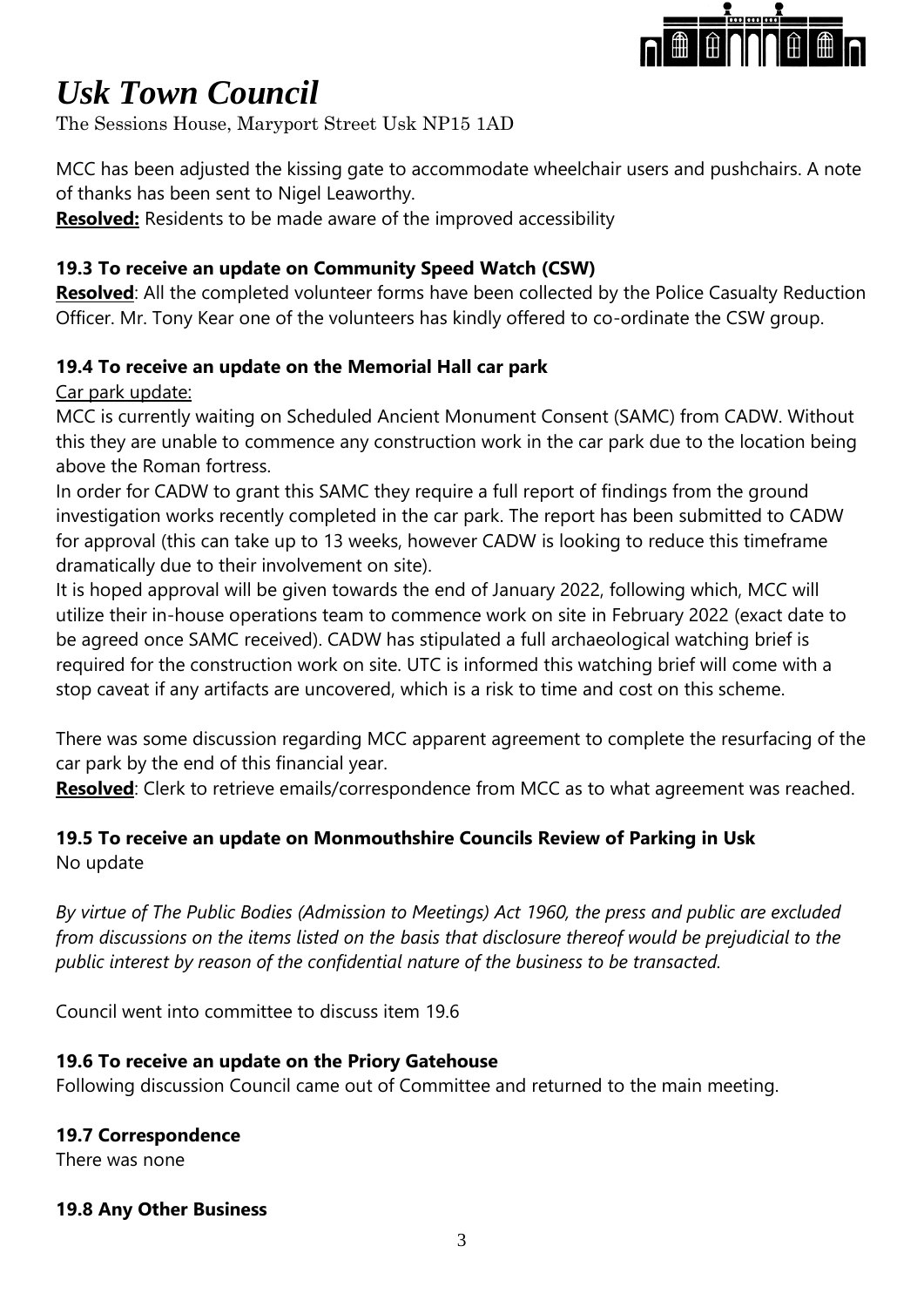# *Usk Town Council*

The Sessions House, Maryport Street Usk NP15 1AD

MCC has been adjusted the kissing gate to accommodate wheelchair users and pushchairs. A note of thanks has been sent to Nigel Leaworthy.

**Resolved:** Residents to be made aware of the improved accessibility

### 19.3 To receive an update on Community Speed Watch (CSW)

**Resolved**: All the completed volunteer forms have been collected by the Police Casualty Reduction Officer. Mr. Tony Kear one of the volunteers has kindly offered to co-ordinate the CSW group.

### 19.4 To receive an update on the Memorial Hall car park

Car park update:

MCC is currently waiting on Scheduled Ancient Monument Consent (SAMC) from CADW. Without this they are unable to commence any construction work in the car park due to the location being above the Roman fortress.

In order for CADW to grant this SAMC they require a full report of findings from the ground investigation works recently completed in the car park. The report has been submitted to CADW for approval (this can take up to 13 weeks, however CADW is looking to reduce this timeframe dramatically due to their involvement on site).

It is hoped approval will be given towards the end of January 2022, following which, MCC will utilize their in-house operations team to commence work on site in February 2022 (exact date to be agreed once SAMC received). CADW has stipulated a full archaeological watching brief is required for the construction work on site. UTC is informed this watching brief will come with a stop caveat if any artifacts are uncovered, which is a risk to time and cost on this scheme.

There was some discussion regarding MCC apparent agreement to complete the resurfacing of the car park by the end of this financial year.

**Resolved**: Clerk to retrieve emails/correspondence from MCC as to what agreement was reached.

### 19.5 To receive an update on Monmouthshire Councils Review of Parking in Usk

No update

*By virtue of The Public Bodies (Admission to Meetings) Act 1960, the press and public are excluded from discussions on the items listed on the basis that disclosure thereof would be prejudicial to the public interest by reason of the confidential nature of the business to be transacted.*

Council went into committee to discuss item 19.6

### 19.6 To receive an update on the Priory Gatehouse

Following discussion Council came out of Committee and returned to the main meeting.

### 19.7 Correspondence

There was none

### 19.8 Any Other Business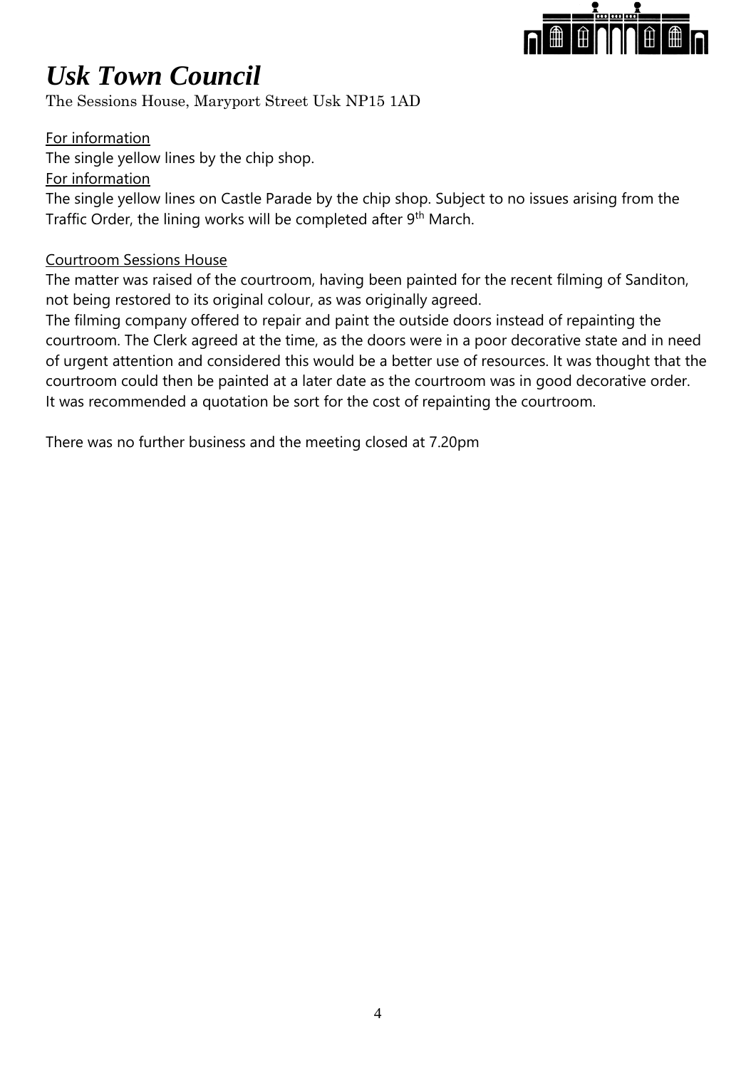# *Usk Town Council*

The Sessions House, Maryport Street Usk NP15 1AD

<u>For information</u>

The single yellow lines by the chip shop.

<u>For information</u>

The single yellow lines on Castle Parade by the chip shop. Subject to no issues arising from the Traffic Order, the lining works will be completed after 9th March.

<u>Courtroom Sessions House</u>

The matter was raised of the courtroom, having been painted for the recent filming of Sanditon, not being restored to its original colour, as was originally agreed.

The filming company offered to repair and paint the outside doors instead of repainting the courtroom. The Clerk agreed at the time, as the doors were in a poor decorative state and in need of urgent attention and considered this would be a better use of resources. It was thought that the courtroom could then be painted at a later date as the courtroom was in good decorative order.

It was recommended a quotation be sort for the cost of repainting the courtroom.

There was no further business and the meeting closed at 7.20pm